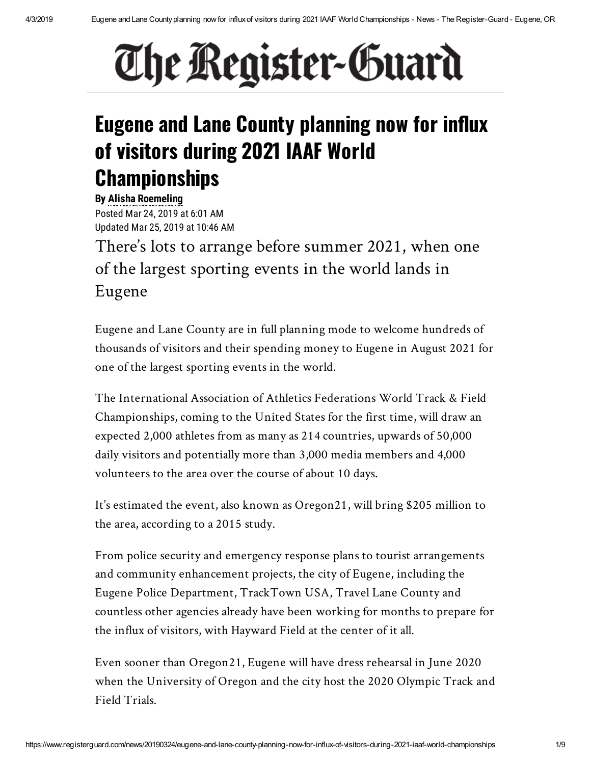# The Register-Guard

## Eugene and Lane County planning now for influx of visitors during 2021 IAAF World Championships

**By Alisha Roemeling**
Posted Mar 24, 2019 at 6:01 AM
Updated Mar 25, 2019 at 10:46 AM

### There's lots to arrange before summer 2021, when one of the largest sporting events in the world lands in Eugene

Eugene and Lane County are in full planning mode to welcome hundreds of thousands of visitors and their spending money to Eugene in August 2021 for one of the largest sporting events in the world.

The International Association of Athletics Federations World Track & Field Championships, coming to the United States for the first time, will draw an expected 2,000 athletes from as many as 214 countries, upwards of 50,000 daily visitors and potentially more than 3,000 media members and 4,000 volunteers to the area over the course of about 10 days.

It's estimated the event, also known as Oregon21, will bring $205 million to the area, according to a 2015 study.

From police security and emergency response plans to tourist arrangements and community enhancement projects, the city of Eugene, including the Eugene Police Department, TrackTown USA, Travel Lane County and countless other agencies already have been working for months to prepare for the influx of visitors, with Hayward Field at the center of it all.

Even sooner than Oregon21, Eugene will have dress rehearsal in June 2020 when the University of Oregon and the city host the 2020 Olympic Track and Field Trials.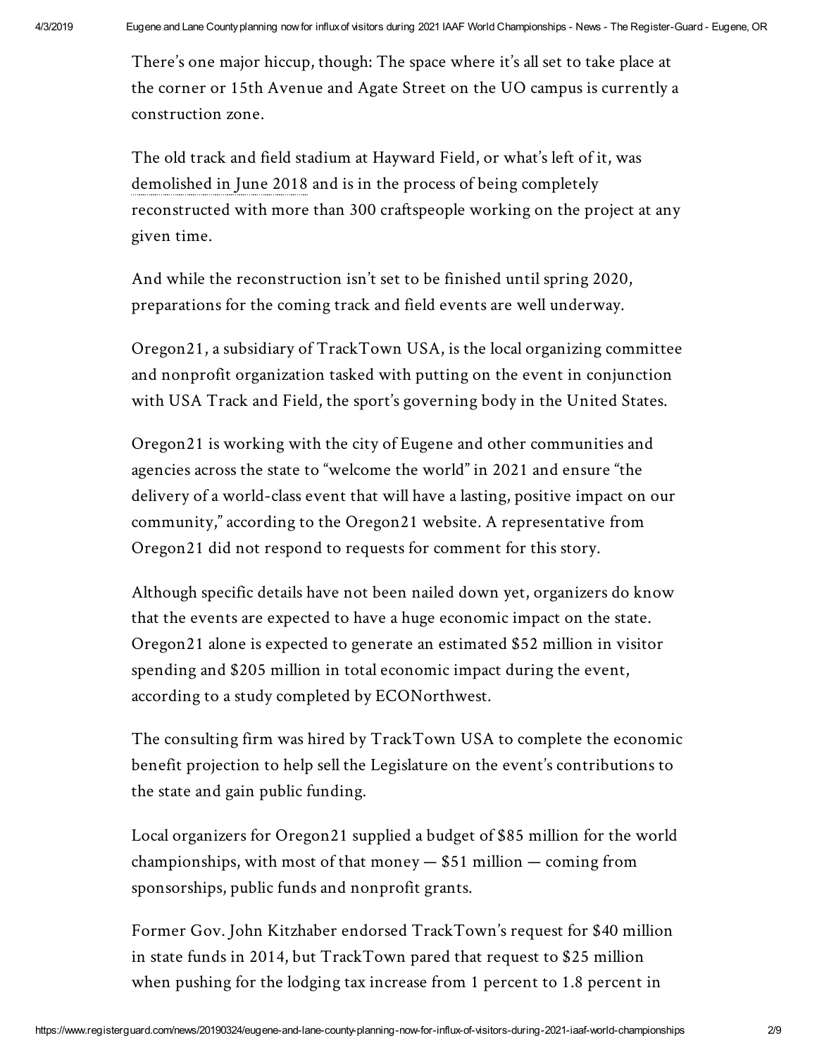There's one major hiccup, though: The space where it's all set to take place at the corner or 15th Avenue and Agate Street on the UO campus is currently a construction zone.

The old track and field stadium at Hayward Field, or what's left of it, was demolished in June 2018 and is in the process of being completely reconstructed with more than 300 craftspeople working on the project at any given time.

And while the reconstruction isn't set to be finished until spring 2020, preparations for the coming track and field events are well underway.

Oregon21, a subsidiary of TrackTown USA, is the local organizing committee and nonprofit organization tasked with putting on the event in conjunction with USA Track and Field, the sport's governing body in the United States.

Oregon21 is working with the city of Eugene and other communities and agencies across the state to "welcome the world" in 2021 and ensure "the delivery of a world-class event that will have a lasting, positive impact on our community," according to the Oregon21 website. A representative from Oregon21 did not respond to requests for comment for this story.

Although specific details have not been nailed down yet, organizers do know that the events are expected to have a huge economic impact on the state. Oregon21 alone is expected to generate an estimated $52 million in visitor spending and $205 million in total economic impact during the event, according to a study completed by ECONorthwest.

The consulting firm was hired by TrackTown USA to complete the economic benefit projection to help sell the Legislature on the event's contributions to the state and gain public funding.

Local organizers for Oregon21 supplied a budget of $85 million for the world championships, with most of that money — $51 million — coming from sponsorships, public funds and nonprofit grants.

Former Gov. John Kitzhaber endorsed TrackTown's request for $40 million in state funds in 2014, but TrackTown pared that request to $25 million when pushing for the lodging tax increase from 1 percent to 1.8 percent in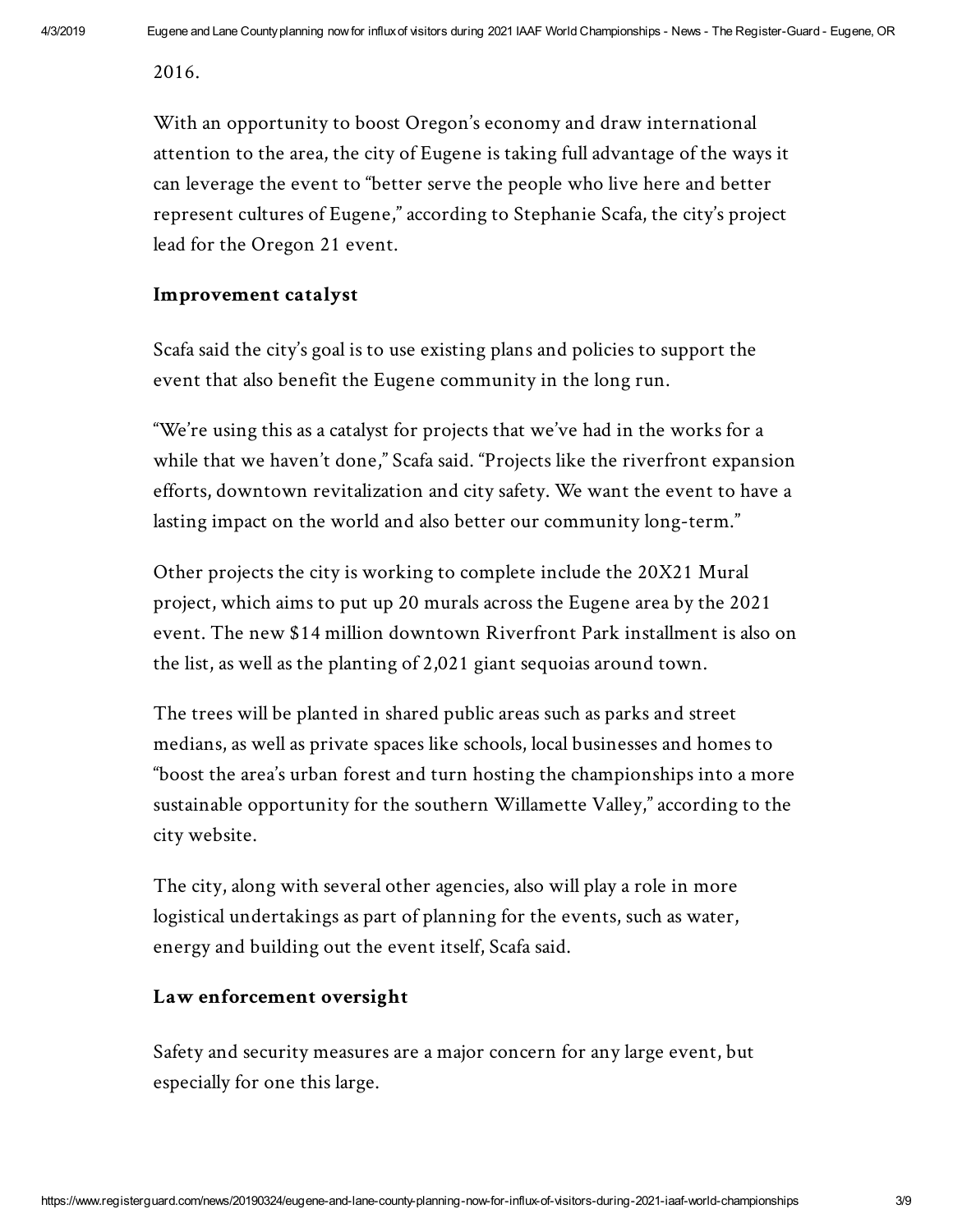2016.

With an opportunity to boost Oregon's economy and draw international attention to the area, the city of Eugene is taking full advantage of the ways it can leverage the event to "better serve the people who live here and better represent cultures of Eugene," according to Stephanie Scafa, the city's project lead for the Oregon 21 event.

**Improvement catalyst**

Scafa said the city's goal is to use existing plans and policies to support the event that also benefit the Eugene community in the long run.

"We're using this as a catalyst for projects that we've had in the works for a while that we haven't done," Scafa said. "Projects like the riverfront expansion efforts, downtown revitalization and city safety. We want the event to have a lasting impact on the world and also better our community long-term."

Other projects the city is working to complete include the 20X21 Mural project, which aims to put up 20 murals across the Eugene area by the 2021 event. The new $14 million downtown Riverfront Park installment is also on the list, as well as the planting of 2,021 giant sequoias around town.

The trees will be planted in shared public areas such as parks and street medians, as well as private spaces like schools, local businesses and homes to "boost the area's urban forest and turn hosting the championships into a more sustainable opportunity for the southern Willamette Valley," according to the city website.

The city, along with several other agencies, also will play a role in more logistical undertakings as part of planning for the events, such as water, energy and building out the event itself, Scafa said.

**Law enforcement oversight**

Safety and security measures are a major concern for any large event, but especially for one this large.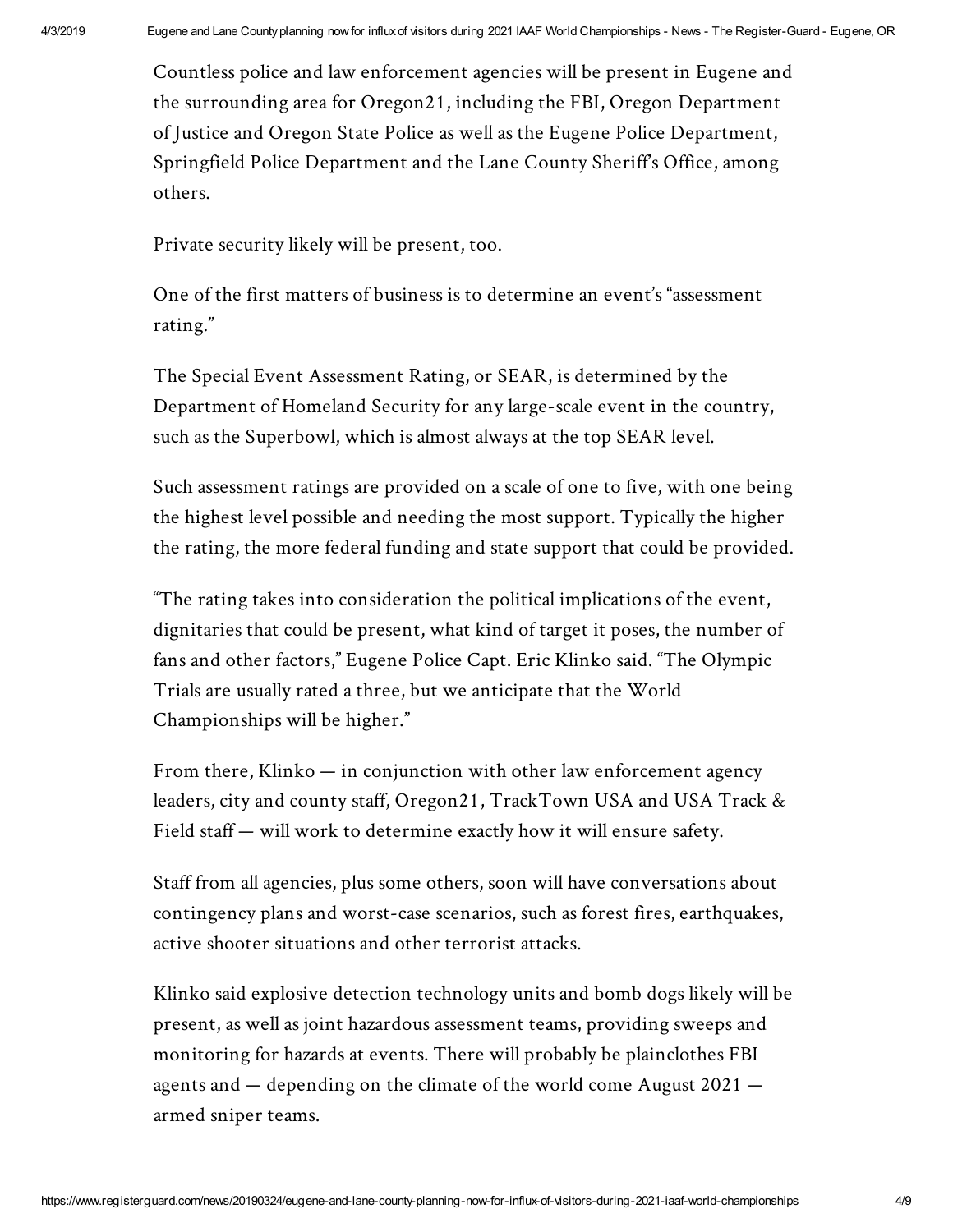Countless police and law enforcement agencies will be present in Eugene and the surrounding area for Oregon21, including the FBI, Oregon Department of Justice and Oregon State Police as well as the Eugene Police Department, Springfield Police Department and the Lane County Sheriff's Office, among others.

Private security likely will be present, too.

One of the first matters of business is to determine an event's "assessment rating."

The Special Event Assessment Rating, or SEAR, is determined by the Department of Homeland Security for any large-scale event in the country, such as the Superbowl, which is almost always at the top SEAR level.

Such assessment ratings are provided on a scale of one to five, with one being the highest level possible and needing the most support. Typically the higher the rating, the more federal funding and state support that could be provided.

"The rating takes into consideration the political implications of the event, dignitaries that could be present, what kind of target it poses, the number of fans and other factors," Eugene Police Capt. Eric Klinko said. "The Olympic Trials are usually rated a three, but we anticipate that the World Championships will be higher."

From there, Klinko — in conjunction with other law enforcement agency leaders, city and county staff, Oregon21, TrackTown USA and USA Track & Field staff — will work to determine exactly how it will ensure safety.

Staff from all agencies, plus some others, soon will have conversations about contingency plans and worst-case scenarios, such as forest fires, earthquakes, active shooter situations and other terrorist attacks.

Klinko said explosive detection technology units and bomb dogs likely will be present, as well as joint hazardous assessment teams, providing sweeps and monitoring for hazards at events. There will probably be plainclothes FBI agents and — depending on the climate of the world come August 2021 — armed sniper teams.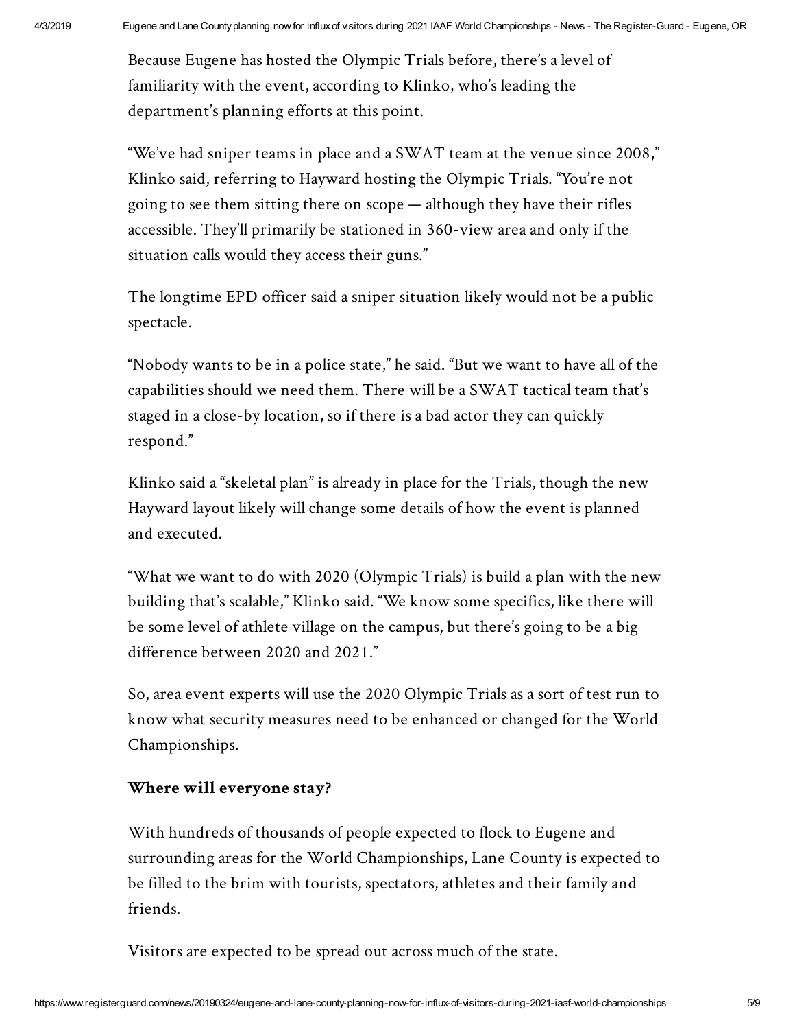Because Eugene has hosted the Olympic Trials before, there's a level of familiarity with the event, according to Klinko, who's leading the department's planning efforts at this point.

"We've had sniper teams in place and a SWAT team at the venue since 2008," Klinko said, referring to Hayward hosting the Olympic Trials. "You're not going to see them sitting there on scope — although they have their rifles accessible. They'll primarily be stationed in 360-view area and only if the situation calls would they access their guns."

The longtime EPD officer said a sniper situation likely would not be a public spectacle.

"Nobody wants to be in a police state," he said. "But we want to have all of the capabilities should we need them. There will be a SWAT tactical team that's staged in a close-by location, so if there is a bad actor they can quickly respond."

Klinko said a "skeletal plan" is already in place for the Trials, though the new Hayward layout likely will change some details of how the event is planned and executed.

"What we want to do with 2020 (Olympic Trials) is build a plan with the new building that's scalable," Klinko said. "We know some specifics, like there will be some level of athlete village on the campus, but there's going to be a big difference between 2020 and 2021."

So, area event experts will use the 2020 Olympic Trials as a sort of test run to know what security measures need to be enhanced or changed for the World Championships.

**Where will everyone stay?**

With hundreds of thousands of people expected to flock to Eugene and surrounding areas for the World Championships, Lane County is expected to be filled to the brim with tourists, spectators, athletes and their family and friends.

Visitors are expected to be spread out across much of the state.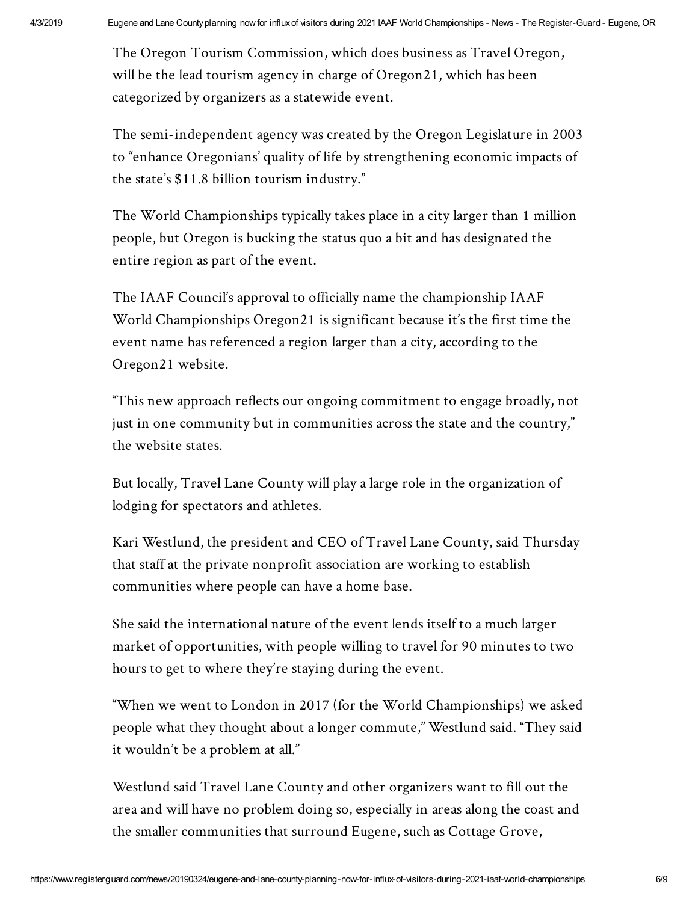The Oregon Tourism Commission, which does business as Travel Oregon, will be the lead tourism agency in charge of Oregon21, which has been categorized by organizers as a statewide event.

The semi-independent agency was created by the Oregon Legislature in 2003 to "enhance Oregonians' quality of life by strengthening economic impacts of the state's $11.8 billion tourism industry."

The World Championships typically takes place in a city larger than 1 million people, but Oregon is bucking the status quo a bit and has designated the entire region as part of the event.

The IAAF Council's approval to officially name the championship IAAF World Championships Oregon21 is significant because it's the first time the event name has referenced a region larger than a city, according to the Oregon21 website.

"This new approach reflects our ongoing commitment to engage broadly, not just in one community but in communities across the state and the country," the website states.

But locally, Travel Lane County will play a large role in the organization of lodging for spectators and athletes.

Kari Westlund, the president and CEO of Travel Lane County, said Thursday that staff at the private nonprofit association are working to establish communities where people can have a home base.

She said the international nature of the event lends itself to a much larger market of opportunities, with people willing to travel for 90 minutes to two hours to get to where they're staying during the event.

"When we went to London in 2017 (for the World Championships) we asked people what they thought about a longer commute," Westlund said. "They said it wouldn't be a problem at all."

Westlund said Travel Lane County and other organizers want to fill out the area and will have no problem doing so, especially in areas along the coast and the smaller communities that surround Eugene, such as Cottage Grove,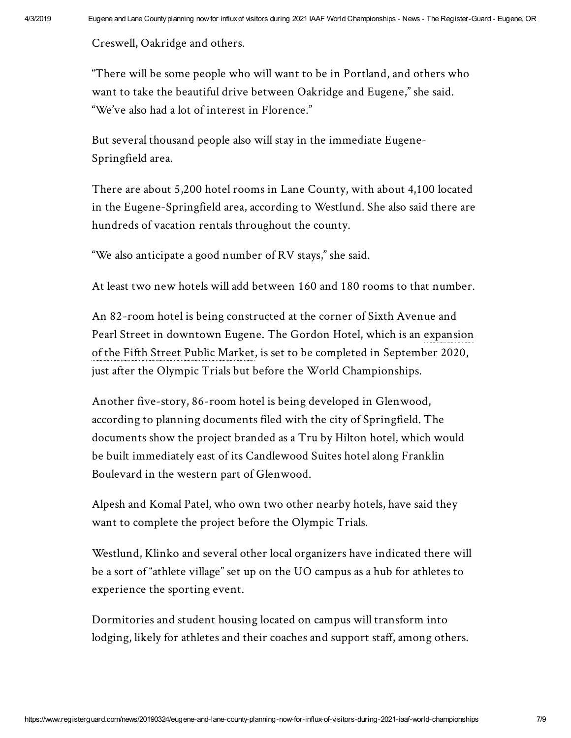Creswell, Oakridge and others.

"There will be some people who will want to be in Portland, and others who want to take the beautiful drive between Oakridge and Eugene," she said. "We've also had a lot of interest in Florence."

But several thousand people also will stay in the immediate Eugene-Springfield area.

There are about 5,200 hotel rooms in Lane County, with about 4,100 located in the Eugene-Springfield area, according to Westlund. She also said there are hundreds of vacation rentals throughout the county.

"We also anticipate a good number of RV stays," she said.

At least two new hotels will add between 160 and 180 rooms to that number.

An 82-room hotel is being constructed at the corner of Sixth Avenue and Pearl Street in downtown Eugene. The Gordon Hotel, which is an expansion of the Fifth Street Public Market, is set to be completed in September 2020, just after the Olympic Trials but before the World Championships.

Another five-story, 86-room hotel is being developed in Glenwood, according to planning documents filed with the city of Springfield. The documents show the project branded as a Tru by Hilton hotel, which would be built immediately east of its Candlewood Suites hotel along Franklin Boulevard in the western part of Glenwood.

Alpesh and Komal Patel, who own two other nearby hotels, have said they want to complete the project before the Olympic Trials.

Westlund, Klinko and several other local organizers have indicated there will be a sort of "athlete village" set up on the UO campus as a hub for athletes to experience the sporting event.

Dormitories and student housing located on campus will transform into lodging, likely for athletes and their coaches and support staff, among others.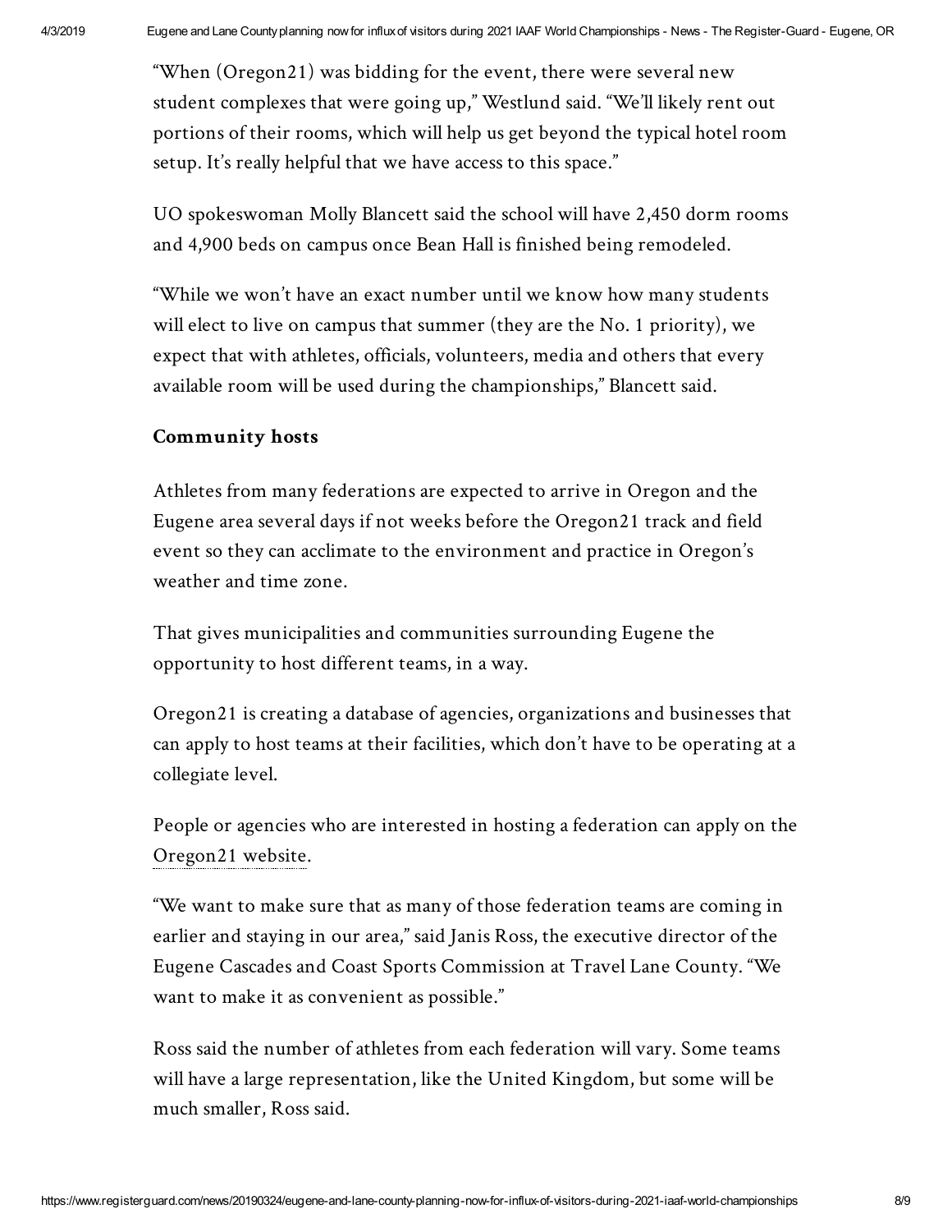"When (Oregon21) was bidding for the event, there were several new student complexes that were going up," Westlund said. "We'll likely rent out portions of their rooms, which will help us get beyond the typical hotel room setup. It's really helpful that we have access to this space."

UO spokeswoman Molly Blancett said the school will have 2,450 dorm rooms and 4,900 beds on campus once Bean Hall is finished being remodeled.

"While we won't have an exact number until we know how many students will elect to live on campus that summer (they are the No. 1 priority), we expect that with athletes, officials, volunteers, media and others that every available room will be used during the championships," Blancett said.

**Community hosts**

Athletes from many federations are expected to arrive in Oregon and the Eugene area several days if not weeks before the Oregon21 track and field event so they can acclimate to the environment and practice in Oregon's weather and time zone.

That gives municipalities and communities surrounding Eugene the opportunity to host different teams, in a way.

Oregon21 is creating a database of agencies, organizations and businesses that can apply to host teams at their facilities, which don't have to be operating at a collegiate level.

People or agencies who are interested in hosting a federation can apply on the Oregon21 website.

"We want to make sure that as many of those federation teams are coming in earlier and staying in our area," said Janis Ross, the executive director of the Eugene Cascades and Coast Sports Commission at Travel Lane County. "We want to make it as convenient as possible."

Ross said the number of athletes from each federation will vary. Some teams will have a large representation, like the United Kingdom, but some will be much smaller, Ross said.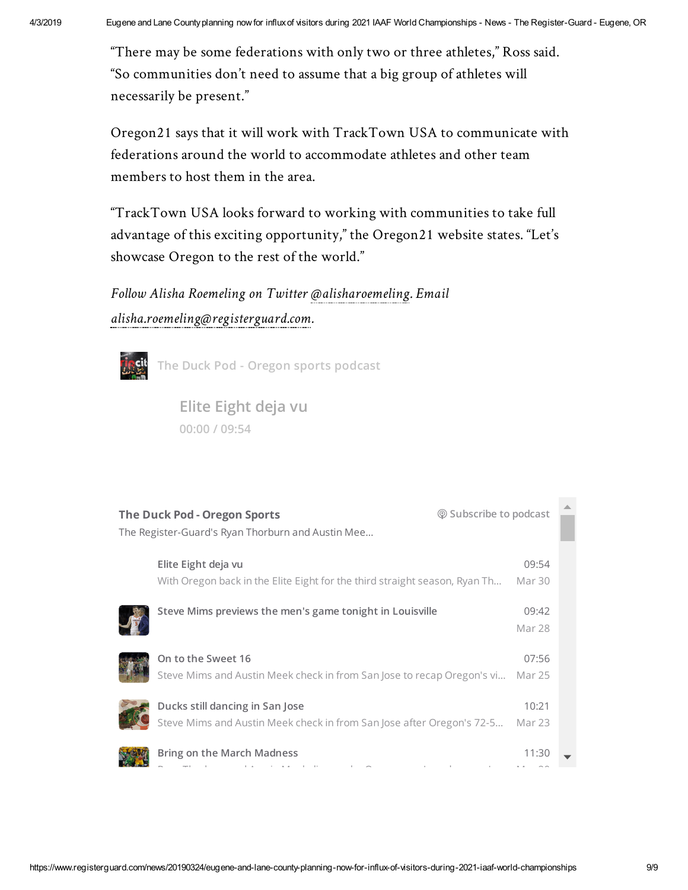"There may be some federations with only two or three athletes," Ross said. "So communities don't need to assume that a big group of athletes will necessarily be present."

Oregon21 says that it will work with TrackTown USA to communicate with federations around the world to accommodate athletes and other team members to host them in the area.

"TrackTown USA looks forward to working with communities to take full advantage of this exciting opportunity," the Oregon21 website states. "Let's showcase Oregon to the rest of the world."

*Follow Alisha Roemeling on Twitter @alisharoemeling. Email alisha.roemeling@registerguard.com.*

The Duck Pod - Oregon sports podcast

Elite Eight deja vu
00:00 / 09:54

**The Duck Pod - Oregon Sports**
The Register-Guard's Ryan Thorburn and Austin Mee...

Subscribe to podcast

| | | |
|---|---|---|
| Elite Eight deja vu<br>With Oregon back in the Elite Eight for the third straight season, Ryan Th... | 09:54 | Mar 30 |
| Steve Mims previews the men's game tonight in Louisville | 09:42 | Mar 28 |
| On to the Sweet 16<br>Steve Mims and Austin Meek check in from San Jose to recap Oregon's vi... | 07:56 | Mar 25 |
| Ducks still dancing in San Jose<br>Steve Mims and Austin Meek check in from San Jose after Oregon's 72-5... | 10:21 | Mar 23 |
| Bring on the March Madness | 11:30 | |